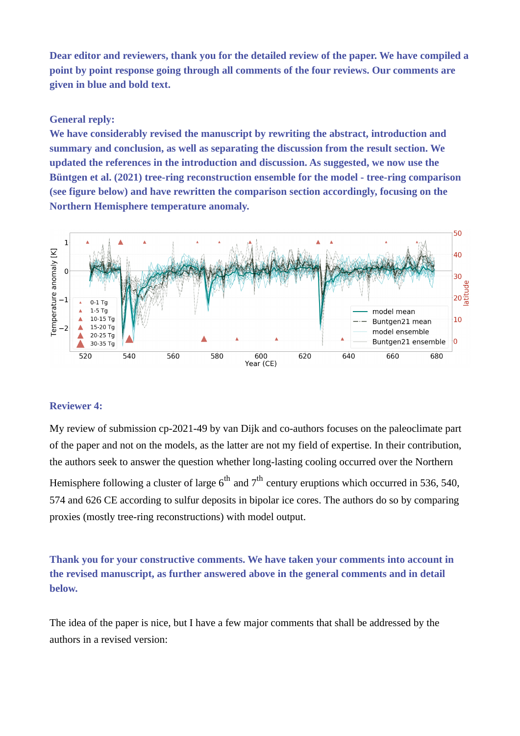**Dear editor and reviewers, thank you for the detailed review of the paper. We have compiled a point by point response going through all comments of the four reviews. Our comments are given in blue and bold text.**

**General reply:**

**We have considerably revised the manuscript by rewriting the abstract, introduction and summary and conclusion, as well as separating the discussion from the result section. We updated the references in the introduction and discussion. As suggested, we now use the Büntgen et al. (2021) tree-ring reconstruction ensemble for the model - tree-ring comparison (see figure below) and have rewritten the comparison section accordingly, focusing on the Northern Hemisphere temperature anomaly.**

**Reviewer 4:**

My review of submission cp-2021-49 by van Dijk and co-authors focuses on the paleoclimate part of the paper and not on the models, as the latter are not my field of expertise. In their contribution, the authors seek to answer the question whether long-lasting cooling occurred over the Northern Hemisphere following a cluster of large 6th and 7th century eruptions which occurred in 536, 540, 574 and 626 CE according to sulfur deposits in bipolar ice cores. The authors do so by comparing proxies (mostly tree-ring reconstructions) with model output.

**Thank you for your constructive comments. We have taken your comments into account in the revised manuscript, as further answered above in the general comments and in detail below.**

The idea of the paper is nice, but I have a few major comments that shall be addressed by the authors in a revised version: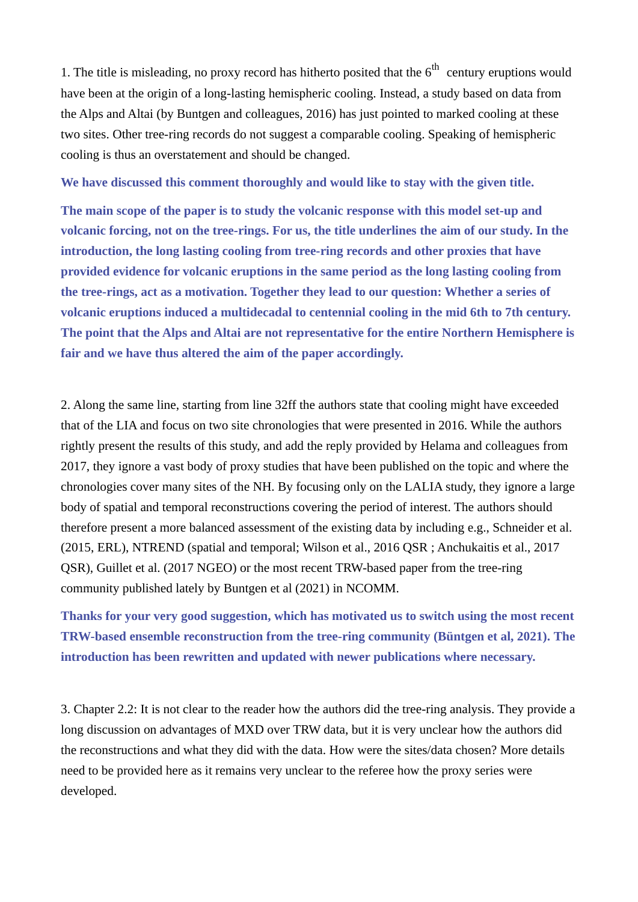1. The title is misleading, no proxy record has hitherto posited that the 6th century eruptions would have been at the origin of a long-lasting hemispheric cooling. Instead, a study based on data from the Alps and Altai (by Buntgen and colleagues, 2016) has just pointed to marked cooling at these two sites. Other tree-ring records do not suggest a comparable cooling. Speaking of hemispheric cooling is thus an overstatement and should be changed.

**We have discussed this comment thoroughly and would like to stay with the given title.**

**The main scope of the paper is to study the volcanic response with this model set-up and volcanic forcing, not on the tree-rings. For us, the title underlines the aim of our study. In the introduction, the long lasting cooling from tree-ring records and other proxies that have provided evidence for volcanic eruptions in the same period as the long lasting cooling from the tree-rings, act as a motivation. Together they lead to our question: Whether a series of volcanic eruptions induced a multidecadal to centennial cooling in the mid 6th to 7th century. The point that the Alps and Altai are not representative for the entire Northern Hemisphere is fair and we have thus altered the aim of the paper accordingly.**

2. Along the same line, starting from line 32ff the authors state that cooling might have exceeded that of the LIA and focus on two site chronologies that were presented in 2016. While the authors rightly present the results of this study, and add the reply provided by Helama and colleagues from 2017, they ignore a vast body of proxy studies that have been published on the topic and where the chronologies cover many sites of the NH. By focusing only on the LALIA study, they ignore a large body of spatial and temporal reconstructions covering the period of interest. The authors should therefore present a more balanced assessment of the existing data by including e.g., Schneider et al. (2015, ERL), NTREND (spatial and temporal; Wilson et al., 2016 QSR ; Anchukaitis et al., 2017 QSR), Guillet et al. (2017 NGEO) or the most recent TRW-based paper from the tree-ring community published lately by Buntgen et al (2021) in NCOMM.

**Thanks for your very good suggestion, which has motivated us to switch using the most recent TRW-based ensemble reconstruction from the tree-ring community (Büntgen et al, 2021). The introduction has been rewritten and updated with newer publications where necessary.**

3. Chapter 2.2: It is not clear to the reader how the authors did the tree-ring analysis. They provide a long discussion on advantages of MXD over TRW data, but it is very unclear how the authors did the reconstructions and what they did with the data. How were the sites/data chosen? More details need to be provided here as it remains very unclear to the referee how the proxy series were developed.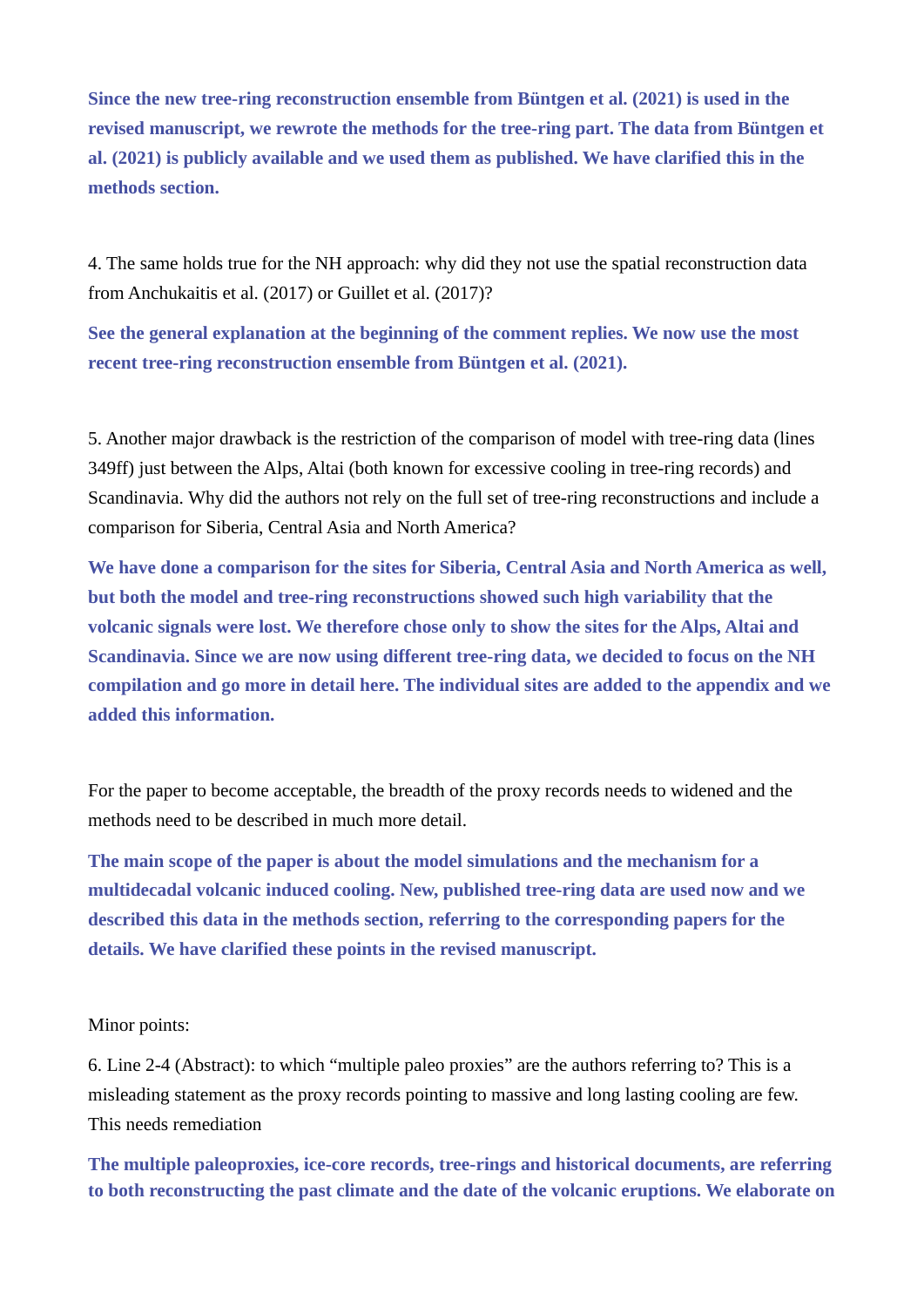**Since the new tree-ring reconstruction ensemble from Büntgen et al. (2021) is used in the revised manuscript, we rewrote the methods for the tree-ring part. The data from Büntgen et al. (2021) is publicly available and we used them as published. We have clarified this in the methods section.**

4. The same holds true for the NH approach: why did they not use the spatial reconstruction data from Anchukaitis et al. (2017) or Guillet et al. (2017)?

**See the general explanation at the beginning of the comment replies. We now use the most recent tree-ring reconstruction ensemble from Büntgen et al. (2021).**

5. Another major drawback is the restriction of the comparison of model with tree-ring data (lines 349ff) just between the Alps, Altai (both known for excessive cooling in tree-ring records) and Scandinavia. Why did the authors not rely on the full set of tree-ring reconstructions and include a comparison for Siberia, Central Asia and North America?

**We have done a comparison for the sites for Siberia, Central Asia and North America as well, but both the model and tree-ring reconstructions showed such high variability that the volcanic signals were lost. We therefore chose only to show the sites for the Alps, Altai and Scandinavia. Since we are now using different tree-ring data, we decided to focus on the NH compilation and go more in detail here. The individual sites are added to the appendix and we added this information.**

For the paper to become acceptable, the breadth of the proxy records needs to widened and the methods need to be described in much more detail.

**The main scope of the paper is about the model simulations and the mechanism for a multidecadal volcanic induced cooling. New, published tree-ring data are used now and we described this data in the methods section, referring to the corresponding papers for the details. We have clarified these points in the revised manuscript.**

Minor points:

6. Line 2-4 (Abstract): to which "multiple paleo proxies" are the authors referring to? This is a misleading statement as the proxy records pointing to massive and long lasting cooling are few. This needs remediation

**The multiple paleoproxies, ice-core records, tree-rings and historical documents, are referring to both reconstructing the past climate and the date of the volcanic eruptions. We elaborate on**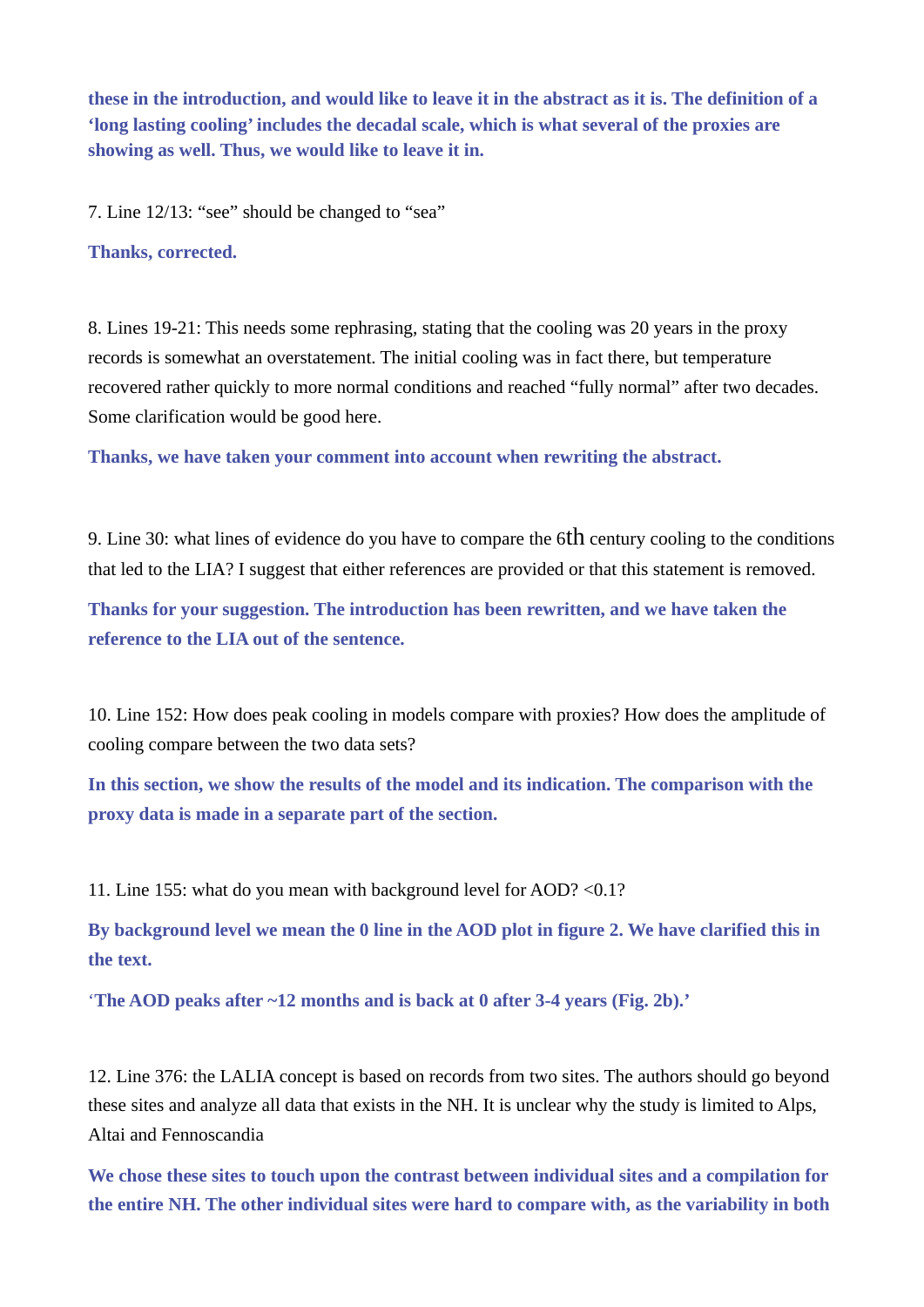**these in the introduction, and would like to leave it in the abstract as it is. The definition of a 'long lasting cooling' includes the decadal scale, which is what several of the proxies are showing as well. Thus, we would like to leave it in.**

7. Line 12/13: "see" should be changed to "sea"

**Thanks, corrected.**

8. Lines 19-21: This needs some rephrasing, stating that the cooling was 20 years in the proxy records is somewhat an overstatement. The initial cooling was in fact there, but temperature recovered rather quickly to more normal conditions and reached "fully normal" after two decades. Some clarification would be good here.

**Thanks, we have taken your comment into account when rewriting the abstract.**

9. Line 30: what lines of evidence do you have to compare the 6th century cooling to the conditions that led to the LIA? I suggest that either references are provided or that this statement is removed.

**Thanks for your suggestion. The introduction has been rewritten, and we have taken the reference to the LIA out of the sentence.**

10. Line 152: How does peak cooling in models compare with proxies? How does the amplitude of cooling compare between the two data sets?

**In this section, we show the results of the model and its indication. The comparison with the proxy data is made in a separate part of the section.**

11. Line 155: what do you mean with background level for AOD? <0.1?

**By background level we mean the 0 line in the AOD plot in figure 2. We have clarified this in the text.**

**'The AOD peaks after ~12 months and is back at 0 after 3-4 years (Fig. 2b).'**

12. Line 376: the LALIA concept is based on records from two sites. The authors should go beyond these sites and analyze all data that exists in the NH. It is unclear why the study is limited to Alps, Altai and Fennoscandia

**We chose these sites to touch upon the contrast between individual sites and a compilation for the entire NH. The other individual sites were hard to compare with, as the variability in both**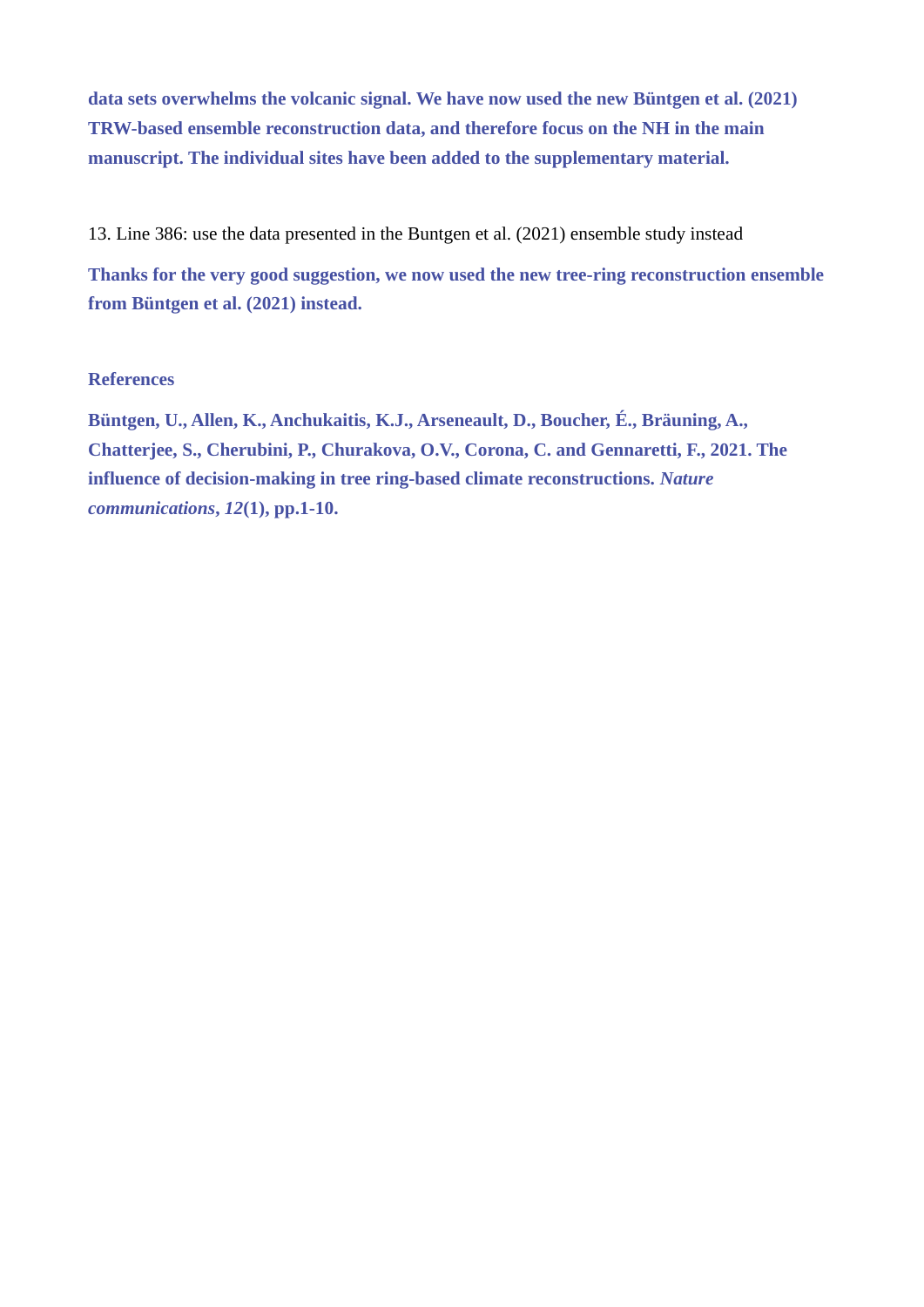**data sets overwhelms the volcanic signal. We have now used the new Büntgen et al. (2021) TRW-based ensemble reconstruction data, and therefore focus on the NH in the main manuscript. The individual sites have been added to the supplementary material.**

13. Line 386: use the data presented in the Buntgen et al. (2021) ensemble study instead

**Thanks for the very good suggestion, we now used the new tree-ring reconstruction ensemble from Büntgen et al. (2021) instead.**

**References**

**Büntgen, U., Allen, K., Anchukaitis, K.J., Arseneault, D., Boucher, É., Bräuning, A., Chatterjee, S., Cherubini, P., Churakova, O.V., Corona, C. and Gennaretti, F., 2021. The influence of decision-making in tree ring-based climate reconstructions. *Nature communications*, *12*(1), pp.1-10.**